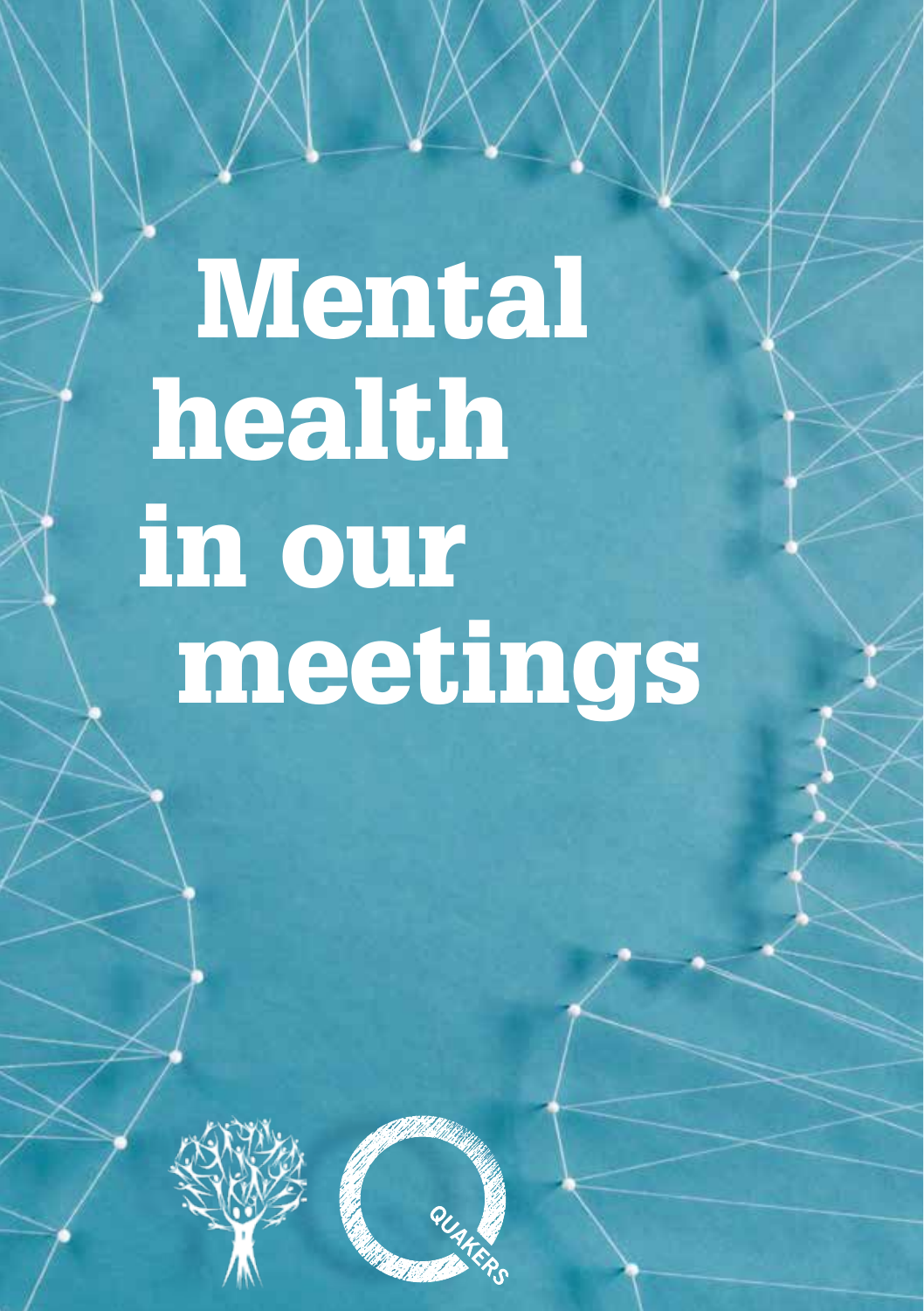# Mental health in our meetings

QUAKERS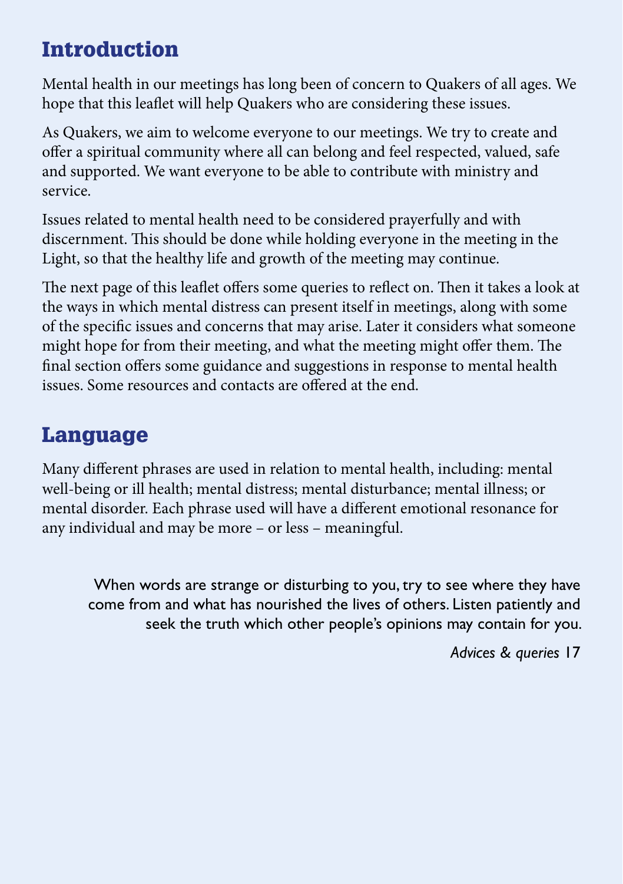## Introduction

Mental health in our meetings has long been of concern to Quakers of all ages. We hope that this leaflet will help Quakers who are considering these issues.

As Quakers, we aim to welcome everyone to our meetings. We try to create and offer a spiritual community where all can belong and feel respected, valued, safe and supported. We want everyone to be able to contribute with ministry and service.

Issues related to mental health need to be considered prayerfully and with discernment. This should be done while holding everyone in the meeting in the Light, so that the healthy life and growth of the meeting may continue.

The next page of this leaflet offers some queries to reflect on. Then it takes a look at the ways in which mental distress can present itself in meetings, along with some of the specific issues and concerns that may arise. Later it considers what someone might hope for from their meeting, and what the meeting might offer them. The final section offers some guidance and suggestions in response to mental health issues. Some resources and contacts are offered at the end.

## Language

Many different phrases are used in relation to mental health, including: mental well-being or ill health; mental distress; mental disturbance; mental illness; or mental disorder. Each phrase used will have a different emotional resonance for any individual and may be more – or less – meaningful.

> When words are strange or disturbing to you, try to see where they have come from and what has nourished the lives of others. Listen patiently and seek the truth which other people's opinions may contain for you.
>
> *Advices & queries* 17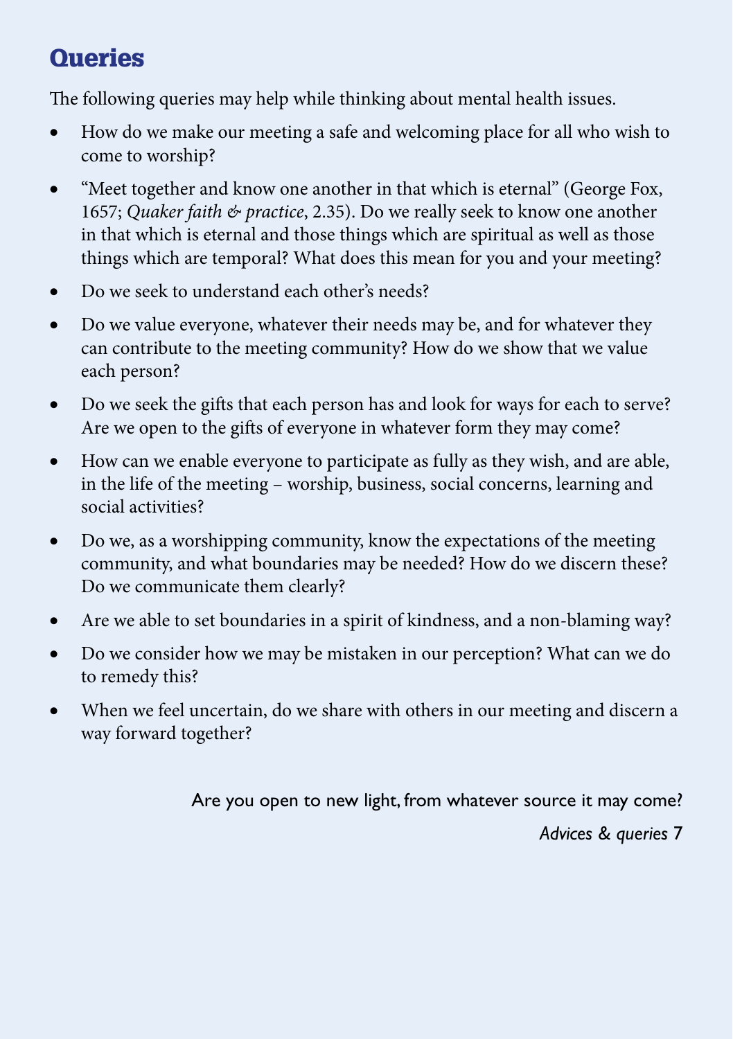## Queries

The following queries may help while thinking about mental health issues.

- How do we make our meeting a safe and welcoming place for all who wish to come to worship?
- "Meet together and know one another in that which is eternal" (George Fox, 1657; *Quaker faith & practice*, 2.35). Do we really seek to know one another in that which is eternal and those things which are spiritual as well as those things which are temporal? What does this mean for you and your meeting?
- Do we seek to understand each other's needs?
- Do we value everyone, whatever their needs may be, and for whatever they can contribute to the meeting community? How do we show that we value each person?
- Do we seek the gifts that each person has and look for ways for each to serve? Are we open to the gifts of everyone in whatever form they may come?
- How can we enable everyone to participate as fully as they wish, and are able, in the life of the meeting – worship, business, social concerns, learning and social activities?
- Do we, as a worshipping community, know the expectations of the meeting community, and what boundaries may be needed? How do we discern these? Do we communicate them clearly?
- Are we able to set boundaries in a spirit of kindness, and a non-blaming way?
- Do we consider how we may be mistaken in our perception? What can we do to remedy this?
- When we feel uncertain, do we share with others in our meeting and discern a way forward together?

Are you open to new light, from whatever source it may come?

*Advices & queries* 7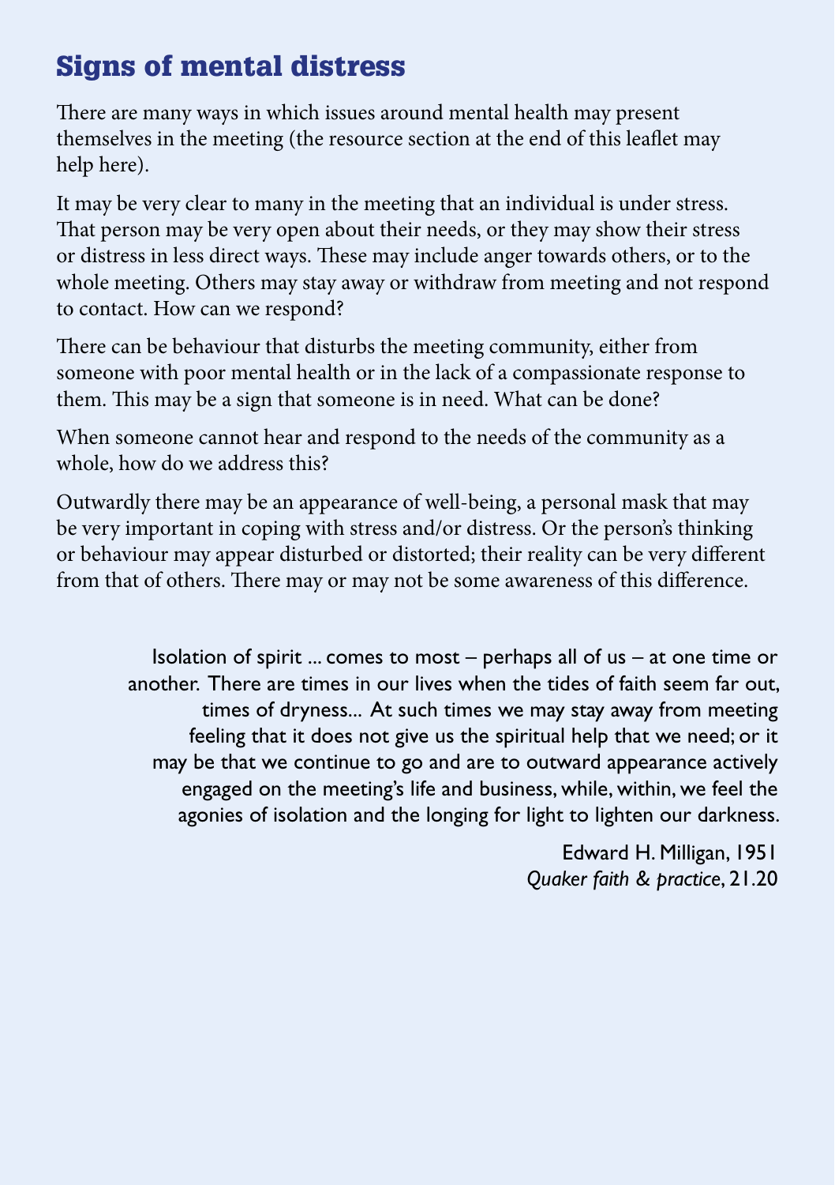## Signs of mental distress

There are many ways in which issues around mental health may present themselves in the meeting (the resource section at the end of this leaflet may help here).

It may be very clear to many in the meeting that an individual is under stress. That person may be very open about their needs, or they may show their stress or distress in less direct ways. These may include anger towards others, or to the whole meeting. Others may stay away or withdraw from meeting and not respond to contact. How can we respond?

There can be behaviour that disturbs the meeting community, either from someone with poor mental health or in the lack of a compassionate response to them. This may be a sign that someone is in need. What can be done?

When someone cannot hear and respond to the needs of the community as a whole, how do we address this?

Outwardly there may be an appearance of well-being, a personal mask that may be very important in coping with stress and/or distress. Or the person's thinking or behaviour may appear disturbed or distorted; their reality can be very different from that of others. There may or may not be some awareness of this difference.

> Isolation of spirit ... comes to most – perhaps all of us – at one time or another. There are times in our lives when the tides of faith seem far out, times of dryness... At such times we may stay away from meeting feeling that it does not give us the spiritual help that we need; or it may be that we continue to go and are to outward appearance actively engaged on the meeting's life and business, while, within, we feel the agonies of isolation and the longing for light to lighten our darkness.
>
> Edward H. Milligan, 1951
> *Quaker faith & practice*, 21.20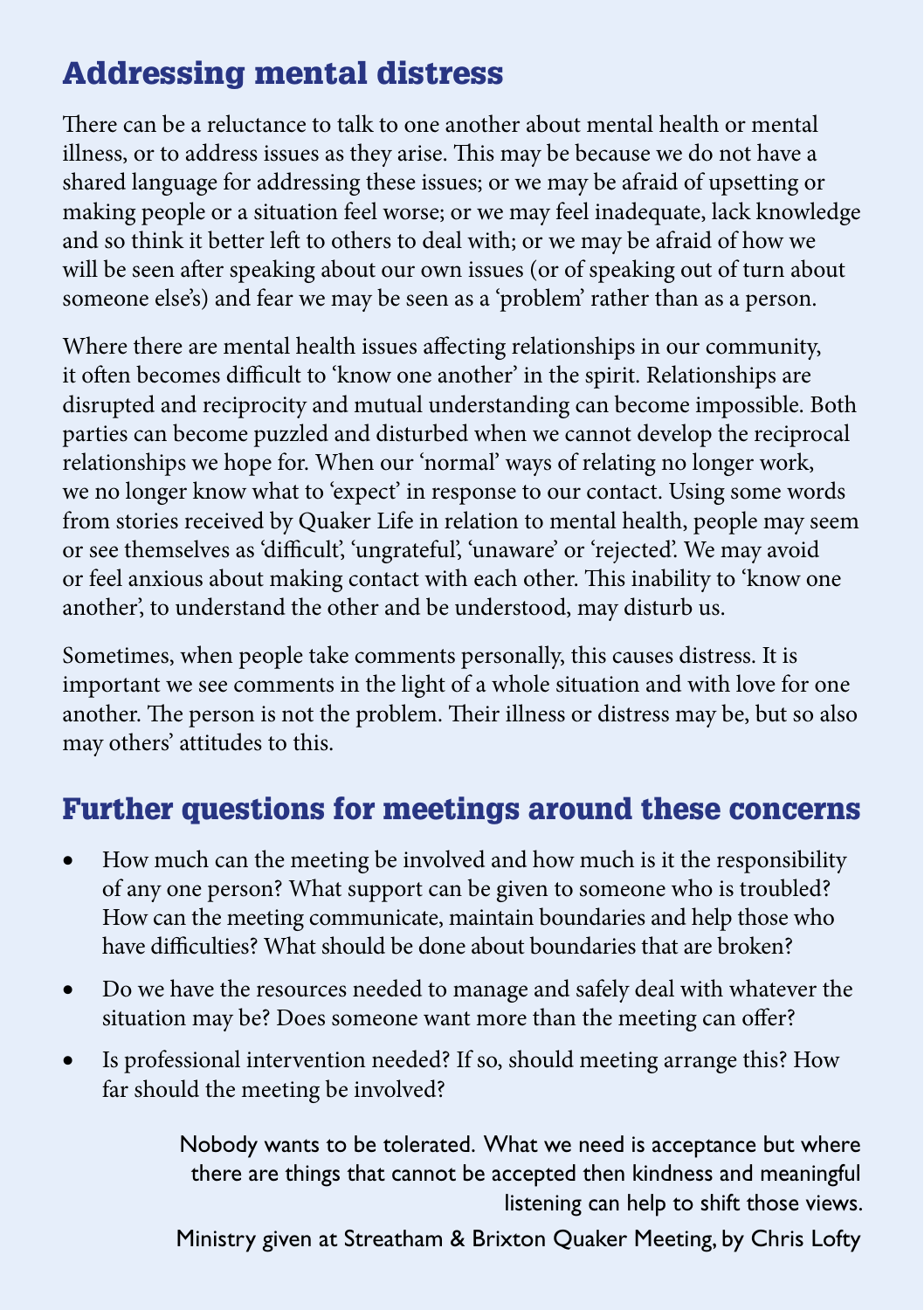## Addressing mental distress

There can be a reluctance to talk to one another about mental health or mental illness, or to address issues as they arise. This may be because we do not have a shared language for addressing these issues; or we may be afraid of upsetting or making people or a situation feel worse; or we may feel inadequate, lack knowledge and so think it better left to others to deal with; or we may be afraid of how we will be seen after speaking about our own issues (or of speaking out of turn about someone else's) and fear we may be seen as a 'problem' rather than as a person.

Where there are mental health issues affecting relationships in our community, it often becomes difficult to 'know one another' in the spirit. Relationships are disrupted and reciprocity and mutual understanding can become impossible. Both parties can become puzzled and disturbed when we cannot develop the reciprocal relationships we hope for. When our 'normal' ways of relating no longer work, we no longer know what to 'expect' in response to our contact. Using some words from stories received by Quaker Life in relation to mental health, people may seem or see themselves as 'difficult', 'ungrateful', 'unaware' or 'rejected'. We may avoid or feel anxious about making contact with each other. This inability to 'know one another', to understand the other and be understood, may disturb us.

Sometimes, when people take comments personally, this causes distress. It is important we see comments in the light of a whole situation and with love for one another. The person is not the problem. Their illness or distress may be, but so also may others' attitudes to this.

## Further questions for meetings around these concerns

- How much can the meeting be involved and how much is it the responsibility of any one person? What support can be given to someone who is troubled? How can the meeting communicate, maintain boundaries and help those who have difficulties? What should be done about boundaries that are broken?
- Do we have the resources needed to manage and safely deal with whatever the situation may be? Does someone want more than the meeting can offer?
- Is professional intervention needed? If so, should meeting arrange this? How far should the meeting be involved?

> Nobody wants to be tolerated. What we need is acceptance but where there are things that cannot be accepted then kindness and meaningful listening can help to shift those views.
>
> Ministry given at Streatham & Brixton Quaker Meeting, by Chris Lofty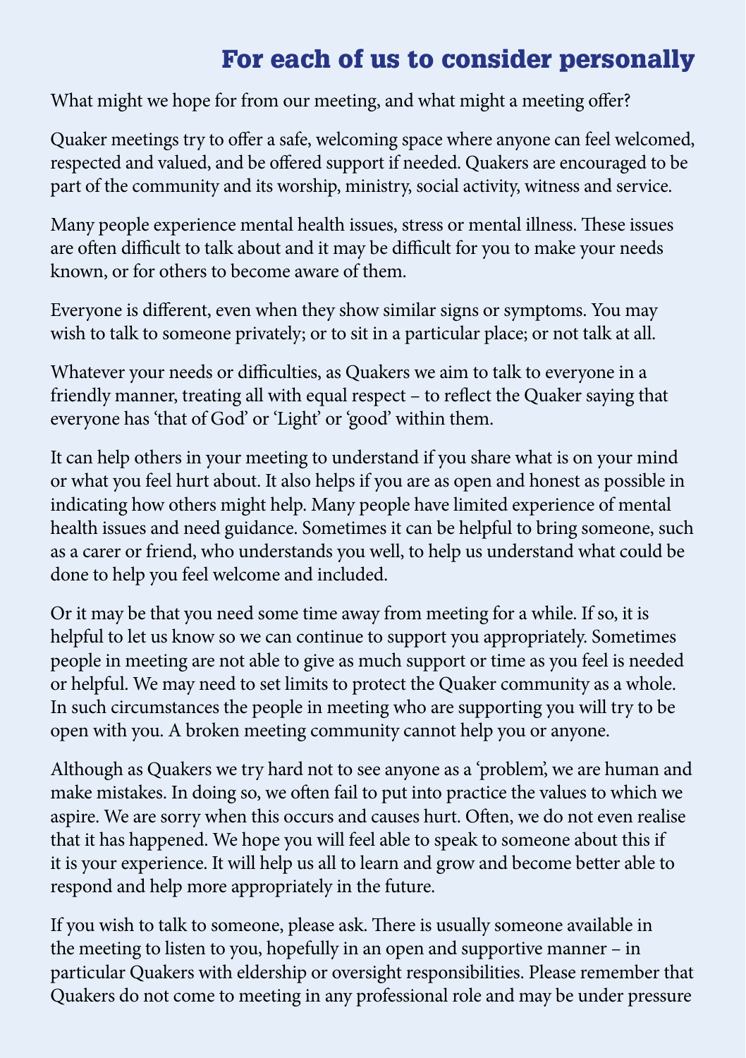## For each of us to consider personally

What might we hope for from our meeting, and what might a meeting offer?

Quaker meetings try to offer a safe, welcoming space where anyone can feel welcomed, respected and valued, and be offered support if needed. Quakers are encouraged to be part of the community and its worship, ministry, social activity, witness and service.

Many people experience mental health issues, stress or mental illness. These issues are often difficult to talk about and it may be difficult for you to make your needs known, or for others to become aware of them.

Everyone is different, even when they show similar signs or symptoms. You may wish to talk to someone privately; or to sit in a particular place; or not talk at all.

Whatever your needs or difficulties, as Quakers we aim to talk to everyone in a friendly manner, treating all with equal respect – to reflect the Quaker saying that everyone has 'that of God' or 'Light' or 'good' within them.

It can help others in your meeting to understand if you share what is on your mind or what you feel hurt about. It also helps if you are as open and honest as possible in indicating how others might help. Many people have limited experience of mental health issues and need guidance. Sometimes it can be helpful to bring someone, such as a carer or friend, who understands you well, to help us understand what could be done to help you feel welcome and included.

Or it may be that you need some time away from meeting for a while. If so, it is helpful to let us know so we can continue to support you appropriately. Sometimes people in meeting are not able to give as much support or time as you feel is needed or helpful. We may need to set limits to protect the Quaker community as a whole. In such circumstances the people in meeting who are supporting you will try to be open with you. A broken meeting community cannot help you or anyone.

Although as Quakers we try hard not to see anyone as a 'problem', we are human and make mistakes. In doing so, we often fail to put into practice the values to which we aspire. We are sorry when this occurs and causes hurt. Often, we do not even realise that it has happened. We hope you will feel able to speak to someone about this if it is your experience. It will help us all to learn and grow and become better able to respond and help more appropriately in the future.

If you wish to talk to someone, please ask. There is usually someone available in the meeting to listen to you, hopefully in an open and supportive manner – in particular Quakers with eldership or oversight responsibilities. Please remember that Quakers do not come to meeting in any professional role and may be under pressure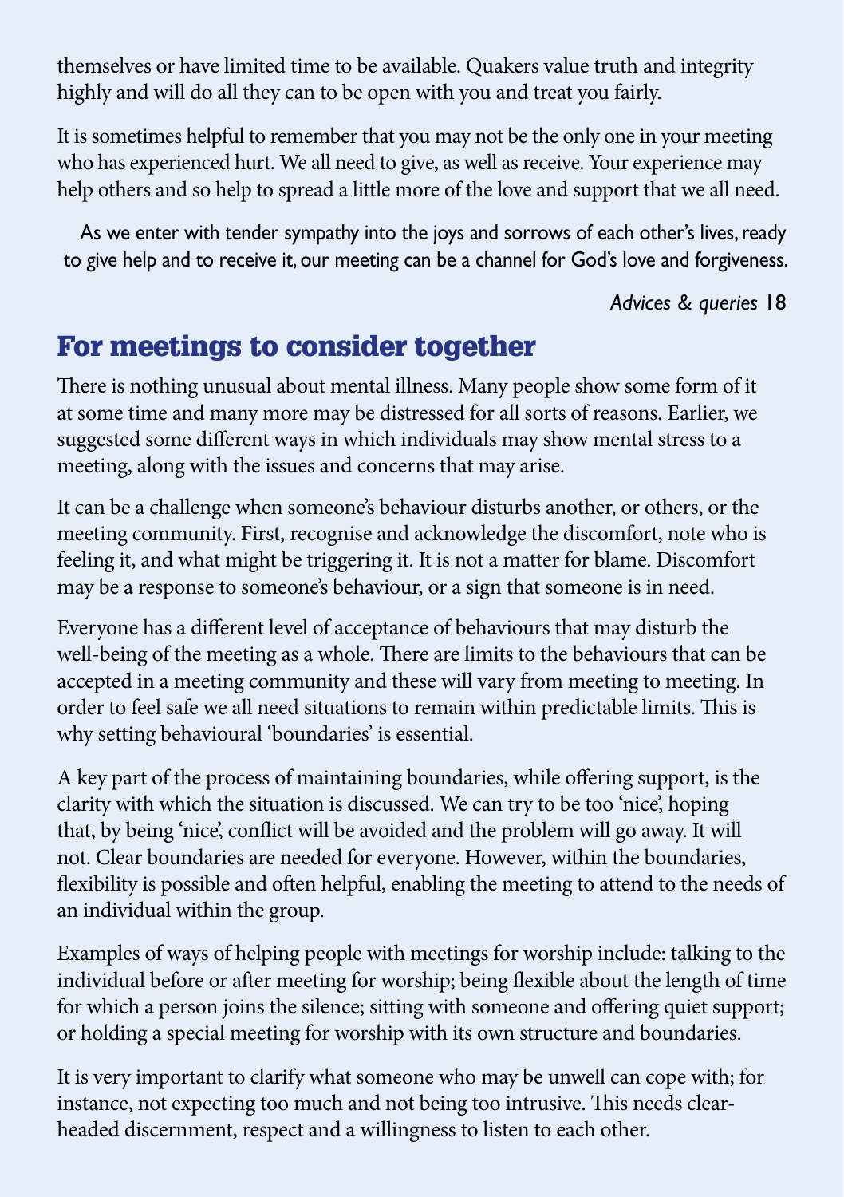themselves or have limited time to be available. Quakers value truth and integrity highly and will do all they can to be open with you and treat you fairly.

It is sometimes helpful to remember that you may not be the only one in your meeting who has experienced hurt. We all need to give, as well as receive. Your experience may help others and so help to spread a little more of the love and support that we all need.

> As we enter with tender sympathy into the joys and sorrows of each other's lives, ready to give help and to receive it, our meeting can be a channel for God's love and forgiveness.
>
> *Advices & queries* 18

## For meetings to consider together

There is nothing unusual about mental illness. Many people show some form of it at some time and many more may be distressed for all sorts of reasons. Earlier, we suggested some different ways in which individuals may show mental stress to a meeting, along with the issues and concerns that may arise.

It can be a challenge when someone's behaviour disturbs another, or others, or the meeting community. First, recognise and acknowledge the discomfort, note who is feeling it, and what might be triggering it. It is not a matter for blame. Discomfort may be a response to someone's behaviour, or a sign that someone is in need.

Everyone has a different level of acceptance of behaviours that may disturb the well-being of the meeting as a whole. There are limits to the behaviours that can be accepted in a meeting community and these will vary from meeting to meeting. In order to feel safe we all need situations to remain within predictable limits. This is why setting behavioural 'boundaries' is essential.

A key part of the process of maintaining boundaries, while offering support, is the clarity with which the situation is discussed. We can try to be too 'nice', hoping that, by being 'nice', conflict will be avoided and the problem will go away. It will not. Clear boundaries are needed for everyone. However, within the boundaries, flexibility is possible and often helpful, enabling the meeting to attend to the needs of an individual within the group.

Examples of ways of helping people with meetings for worship include: talking to the individual before or after meeting for worship; being flexible about the length of time for which a person joins the silence; sitting with someone and offering quiet support; or holding a special meeting for worship with its own structure and boundaries.

It is very important to clarify what someone who may be unwell can cope with; for instance, not expecting too much and not being too intrusive. This needs clear-headed discernment, respect and a willingness to listen to each other.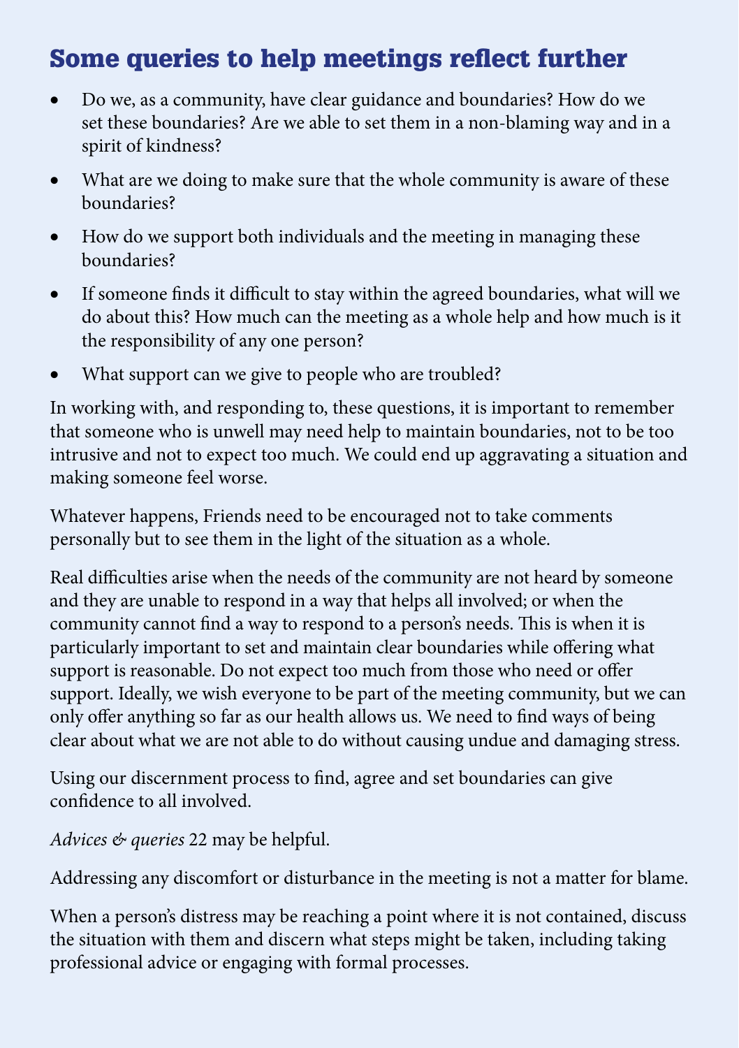## Some queries to help meetings reflect further

- Do we, as a community, have clear guidance and boundaries? How do we set these boundaries? Are we able to set them in a non-blaming way and in a spirit of kindness?
- What are we doing to make sure that the whole community is aware of these boundaries?
- How do we support both individuals and the meeting in managing these boundaries?
- If someone finds it difficult to stay within the agreed boundaries, what will we do about this? How much can the meeting as a whole help and how much is it the responsibility of any one person?
- What support can we give to people who are troubled?

In working with, and responding to, these questions, it is important to remember that someone who is unwell may need help to maintain boundaries, not to be too intrusive and not to expect too much. We could end up aggravating a situation and making someone feel worse.

Whatever happens, Friends need to be encouraged not to take comments personally but to see them in the light of the situation as a whole.

Real difficulties arise when the needs of the community are not heard by someone and they are unable to respond in a way that helps all involved; or when the community cannot find a way to respond to a person's needs. This is when it is particularly important to set and maintain clear boundaries while offering what support is reasonable. Do not expect too much from those who need or offer support. Ideally, we wish everyone to be part of the meeting community, but we can only offer anything so far as our health allows us. We need to find ways of being clear about what we are not able to do without causing undue and damaging stress.

Using our discernment process to find, agree and set boundaries can give confidence to all involved.

*Advices & queries* 22 may be helpful.

Addressing any discomfort or disturbance in the meeting is not a matter for blame.

When a person's distress may be reaching a point where it is not contained, discuss the situation with them and discern what steps might be taken, including taking professional advice or engaging with formal processes.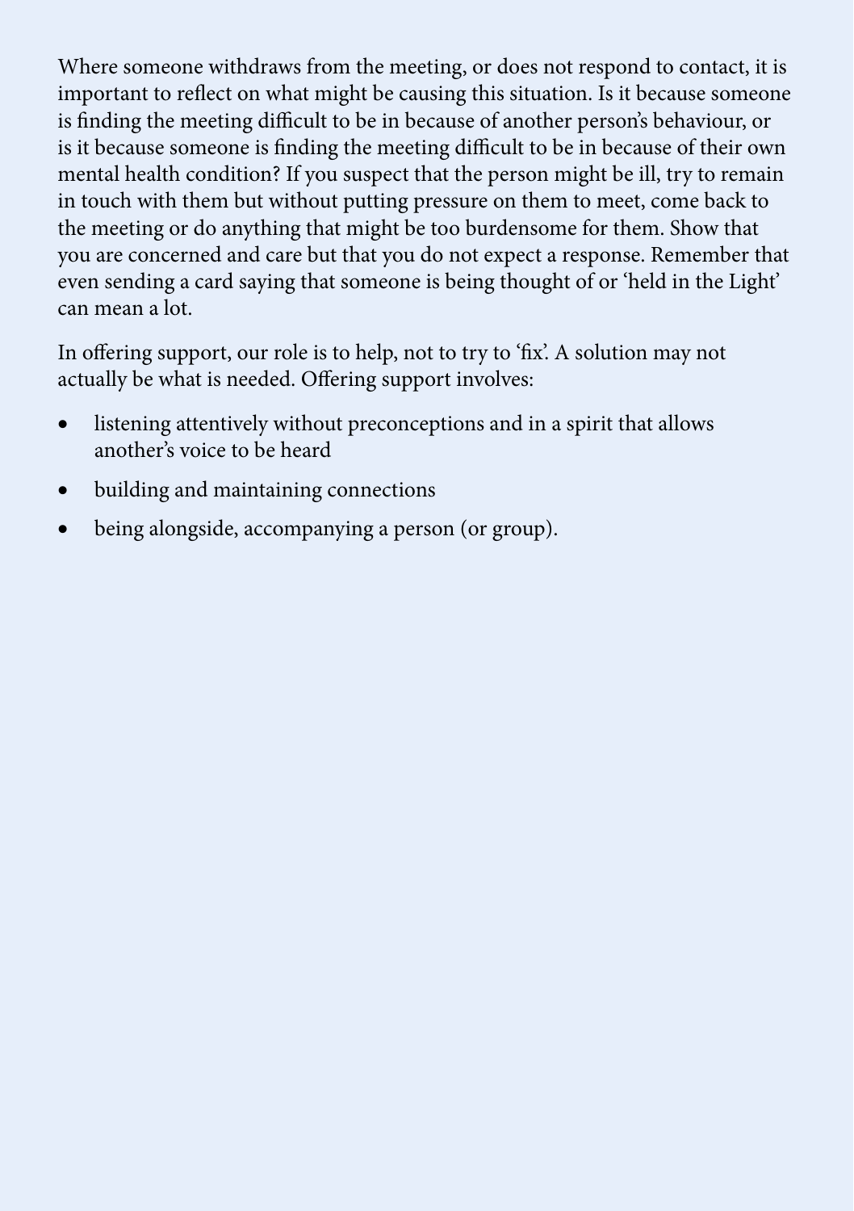Where someone withdraws from the meeting, or does not respond to contact, it is important to reflect on what might be causing this situation. Is it because someone is finding the meeting difficult to be in because of another person's behaviour, or is it because someone is finding the meeting difficult to be in because of their own mental health condition? If you suspect that the person might be ill, try to remain in touch with them but without putting pressure on them to meet, come back to the meeting or do anything that might be too burdensome for them. Show that you are concerned and care but that you do not expect a response. Remember that even sending a card saying that someone is being thought of or 'held in the Light' can mean a lot.

In offering support, our role is to help, not to try to 'fix'. A solution may not actually be what is needed. Offering support involves:

- listening attentively without preconceptions and in a spirit that allows another's voice to be heard
- building and maintaining connections
- being alongside, accompanying a person (or group).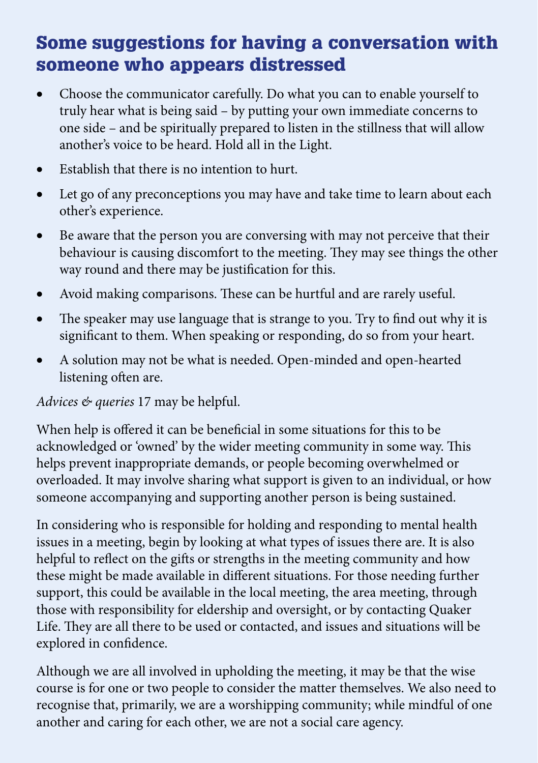## Some suggestions for having a conversation with someone who appears distressed

- Choose the communicator carefully. Do what you can to enable yourself to truly hear what is being said – by putting your own immediate concerns to one side – and be spiritually prepared to listen in the stillness that will allow another's voice to be heard. Hold all in the Light.
- Establish that there is no intention to hurt.
- Let go of any preconceptions you may have and take time to learn about each other's experience.
- Be aware that the person you are conversing with may not perceive that their behaviour is causing discomfort to the meeting. They may see things the other way round and there may be justification for this.
- Avoid making comparisons. These can be hurtful and are rarely useful.
- The speaker may use language that is strange to you. Try to find out why it is significant to them. When speaking or responding, do so from your heart.
- A solution may not be what is needed. Open-minded and open-hearted listening often are.

*Advices & queries* 17 may be helpful.

When help is offered it can be beneficial in some situations for this to be acknowledged or 'owned' by the wider meeting community in some way. This helps prevent inappropriate demands, or people becoming overwhelmed or overloaded. It may involve sharing what support is given to an individual, or how someone accompanying and supporting another person is being sustained.

In considering who is responsible for holding and responding to mental health issues in a meeting, begin by looking at what types of issues there are. It is also helpful to reflect on the gifts or strengths in the meeting community and how these might be made available in different situations. For those needing further support, this could be available in the local meeting, the area meeting, through those with responsibility for eldership and oversight, or by contacting Quaker Life. They are all there to be used or contacted, and issues and situations will be explored in confidence.

Although we are all involved in upholding the meeting, it may be that the wise course is for one or two people to consider the matter themselves. We also need to recognise that, primarily, we are a worshipping community; while mindful of one another and caring for each other, we are not a social care agency.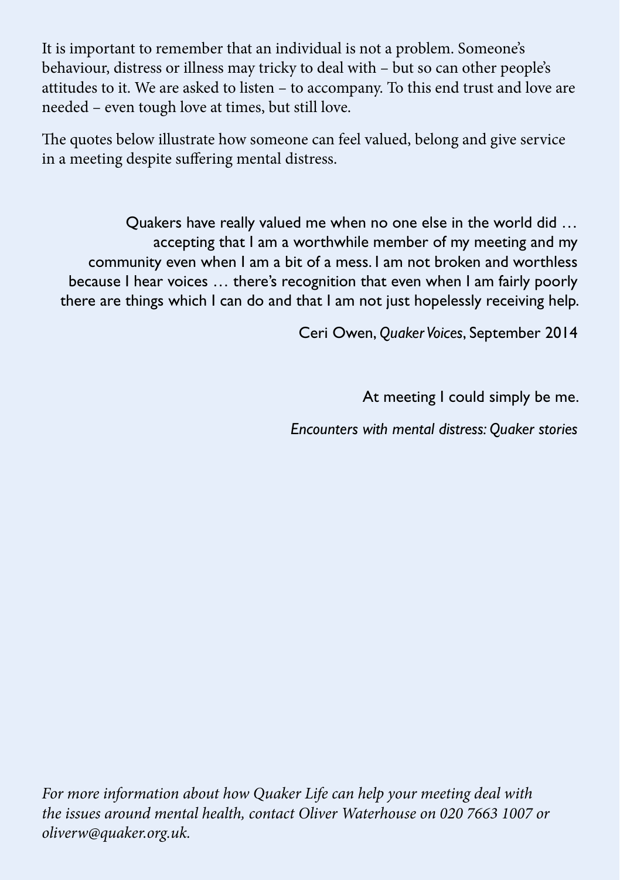It is important to remember that an individual is not a problem. Someone's behaviour, distress or illness may tricky to deal with – but so can other people's attitudes to it. We are asked to listen – to accompany. To this end trust and love are needed – even tough love at times, but still love.

The quotes below illustrate how someone can feel valued, belong and give service in a meeting despite suffering mental distress.

> Quakers have really valued me when no one else in the world did … accepting that I am a worthwhile member of my meeting and my community even when I am a bit of a mess. I am not broken and worthless because I hear voices … there's recognition that even when I am fairly poorly there are things which I can do and that I am not just hopelessly receiving help.
>
> Ceri Owen, *Quaker Voices*, September 2014

> At meeting I could simply be me.
>
> *Encounters with mental distress: Quaker stories*

*For more information about how Quaker Life can help your meeting deal with the issues around mental health, contact Oliver Waterhouse on 020 7663 1007 or oliverw@quaker.org.uk.*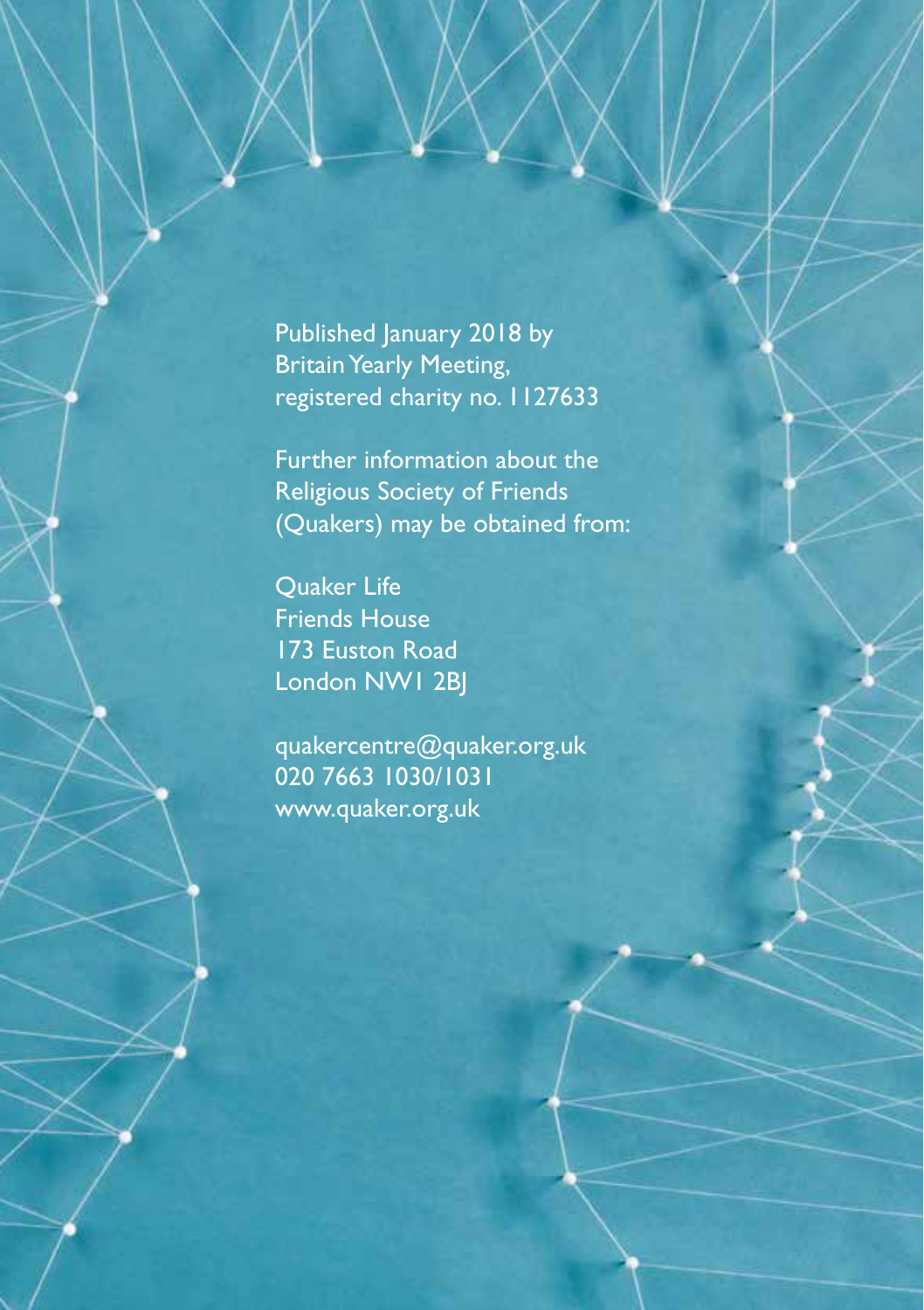Published January 2018 by
Britain Yearly Meeting,
registered charity no. 1127633

Further information about the
Religious Society of Friends
(Quakers) may be obtained from:

Quaker Life
Friends House
173 Euston Road
London NW1 2BJ

quakercentre@quaker.org.uk
020 7663 1030/1031
www.quaker.org.uk